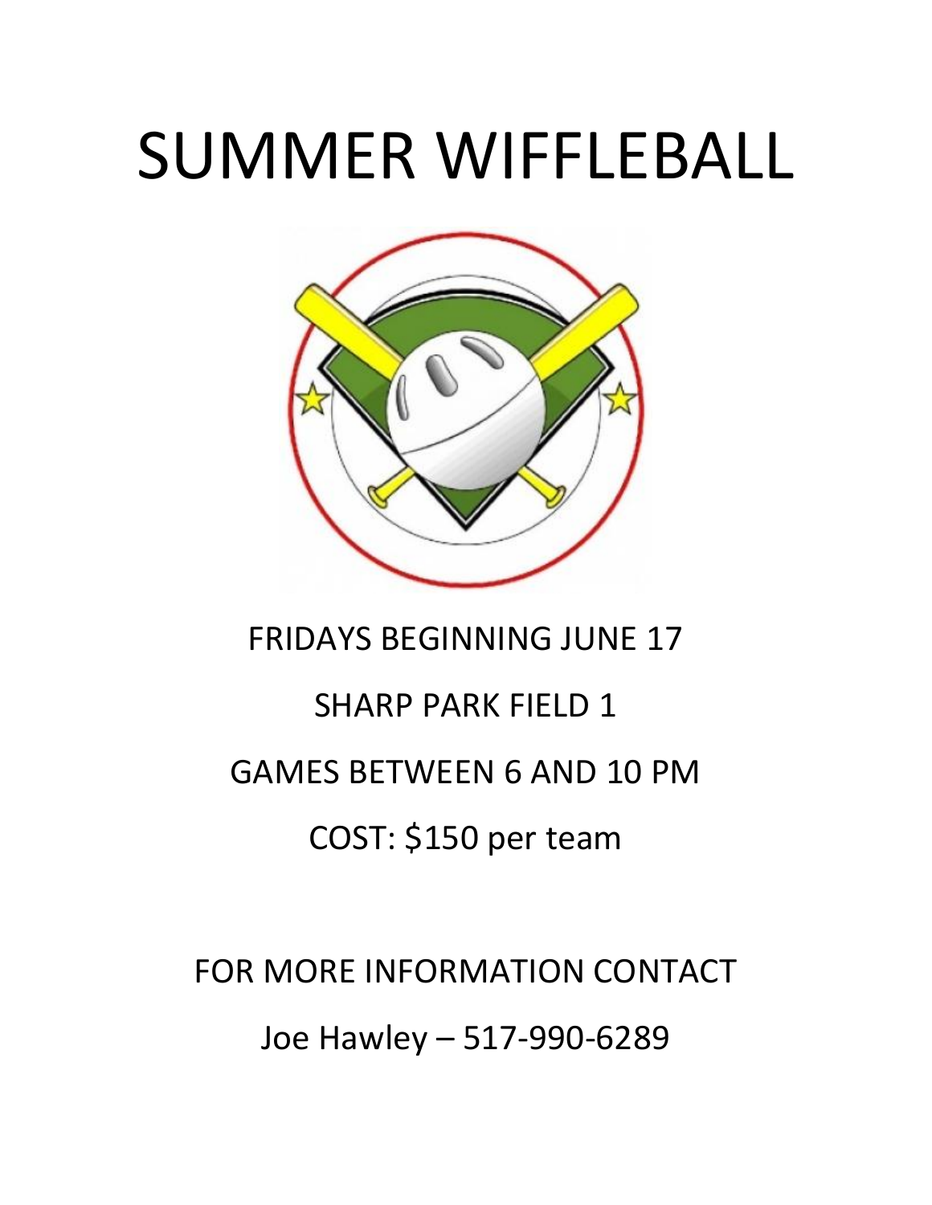# SUMMER WIFFLEBALL

FRIDAYS BEGINNING JUNE 17

SHARP PARK FIELD 1

GAMES BETWEEN 6 AND 10 PM

COST: $150 per team

FOR MORE INFORMATION CONTACT

Joe Hawley – 517-990-6289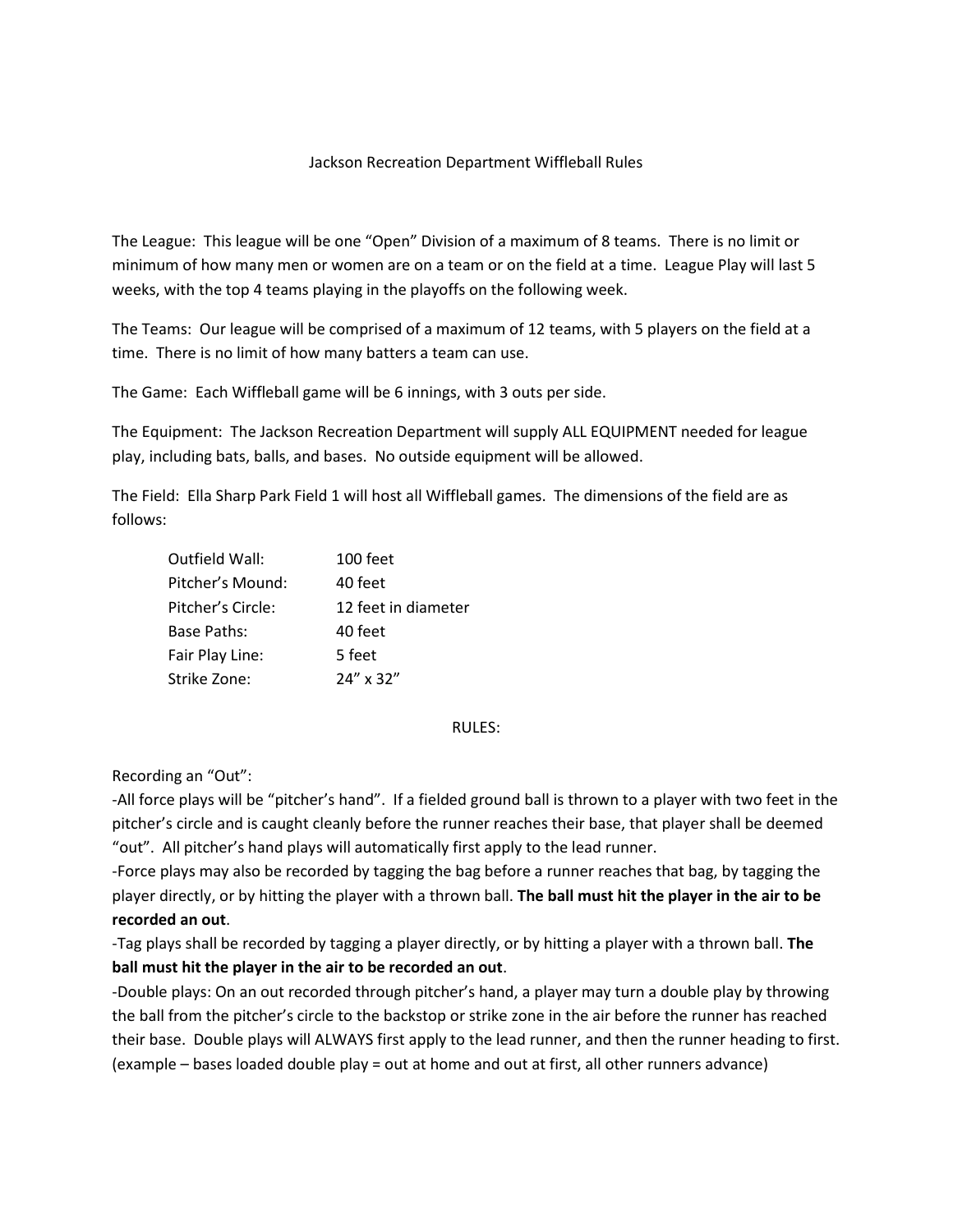# Jackson Recreation Department Wiffleball Rules

The League: This league will be one "Open" Division of a maximum of 8 teams. There is no limit or minimum of how many men or women are on a team or on the field at a time. League Play will last 5 weeks, with the top 4 teams playing in the playoffs on the following week.

The Teams: Our league will be comprised of a maximum of 12 teams, with 5 players on the field at a time. There is no limit of how many batters a team can use.

The Game: Each Wiffleball game will be 6 innings, with 3 outs per side.

The Equipment: The Jackson Recreation Department will supply ALL EQUIPMENT needed for league play, including bats, balls, and bases. No outside equipment will be allowed.

The Field: Ella Sharp Park Field 1 will host all Wiffleball games. The dimensions of the field are as follows:

| | |
|---|---|
| Outfield Wall: | 100 feet |
| Pitcher's Mound: | 40 feet |
| Pitcher's Circle: | 12 feet in diameter |
| Base Paths: | 40 feet |
| Fair Play Line: | 5 feet |
| Strike Zone: | 24" x 32" |

## RULES:

Recording an "Out":

-All force plays will be "pitcher's hand". If a fielded ground ball is thrown to a player with two feet in the pitcher's circle and is caught cleanly before the runner reaches their base, that player shall be deemed "out". All pitcher's hand plays will automatically first apply to the lead runner.

-Force plays may also be recorded by tagging the bag before a runner reaches that bag, by tagging the player directly, or by hitting the player with a thrown ball. **The ball must hit the player in the air to be recorded an out**.

-Tag plays shall be recorded by tagging a player directly, or by hitting a player with a thrown ball. **The ball must hit the player in the air to be recorded an out**.

-Double plays: On an out recorded through pitcher's hand, a player may turn a double play by throwing the ball from the pitcher's circle to the backstop or strike zone in the air before the runner has reached their base. Double plays will ALWAYS first apply to the lead runner, and then the runner heading to first. (example – bases loaded double play = out at home and out at first, all other runners advance)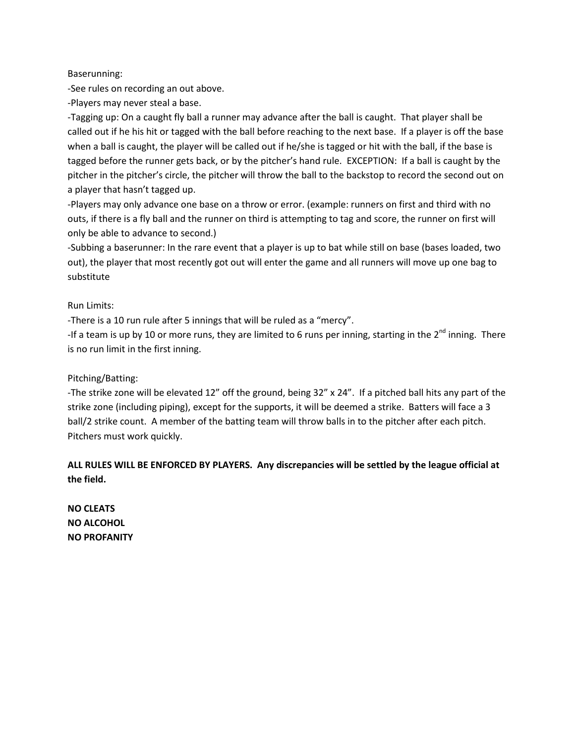Baserunning:

-See rules on recording an out above.

-Players may never steal a base.

-Tagging up: On a caught fly ball a runner may advance after the ball is caught. That player shall be called out if he his hit or tagged with the ball before reaching to the next base. If a player is off the base when a ball is caught, the player will be called out if he/she is tagged or hit with the ball, if the base is tagged before the runner gets back, or by the pitcher's hand rule. EXCEPTION: If a ball is caught by the pitcher in the pitcher's circle, the pitcher will throw the ball to the backstop to record the second out on a player that hasn't tagged up.

-Players may only advance one base on a throw or error. (example: runners on first and third with no outs, if there is a fly ball and the runner on third is attempting to tag and score, the runner on first will only be able to advance to second.)

-Subbing a baserunner: In the rare event that a player is up to bat while still on base (bases loaded, two out), the player that most recently got out will enter the game and all runners will move up one bag to substitute

Run Limits:

-There is a 10 run rule after 5 innings that will be ruled as a "mercy".

-If a team is up by 10 or more runs, they are limited to 6 runs per inning, starting in the 2nd inning. There is no run limit in the first inning.

Pitching/Batting:

-The strike zone will be elevated 12" off the ground, being 32" x 24". If a pitched ball hits any part of the strike zone (including piping), except for the supports, it will be deemed a strike. Batters will face a 3 ball/2 strike count. A member of the batting team will throw balls in to the pitcher after each pitch. Pitchers must work quickly.

**ALL RULES WILL BE ENFORCED BY PLAYERS. Any discrepancies will be settled by the league official at the field.**

**NO CLEATS**
**NO ALCOHOL**
**NO PROFANITY**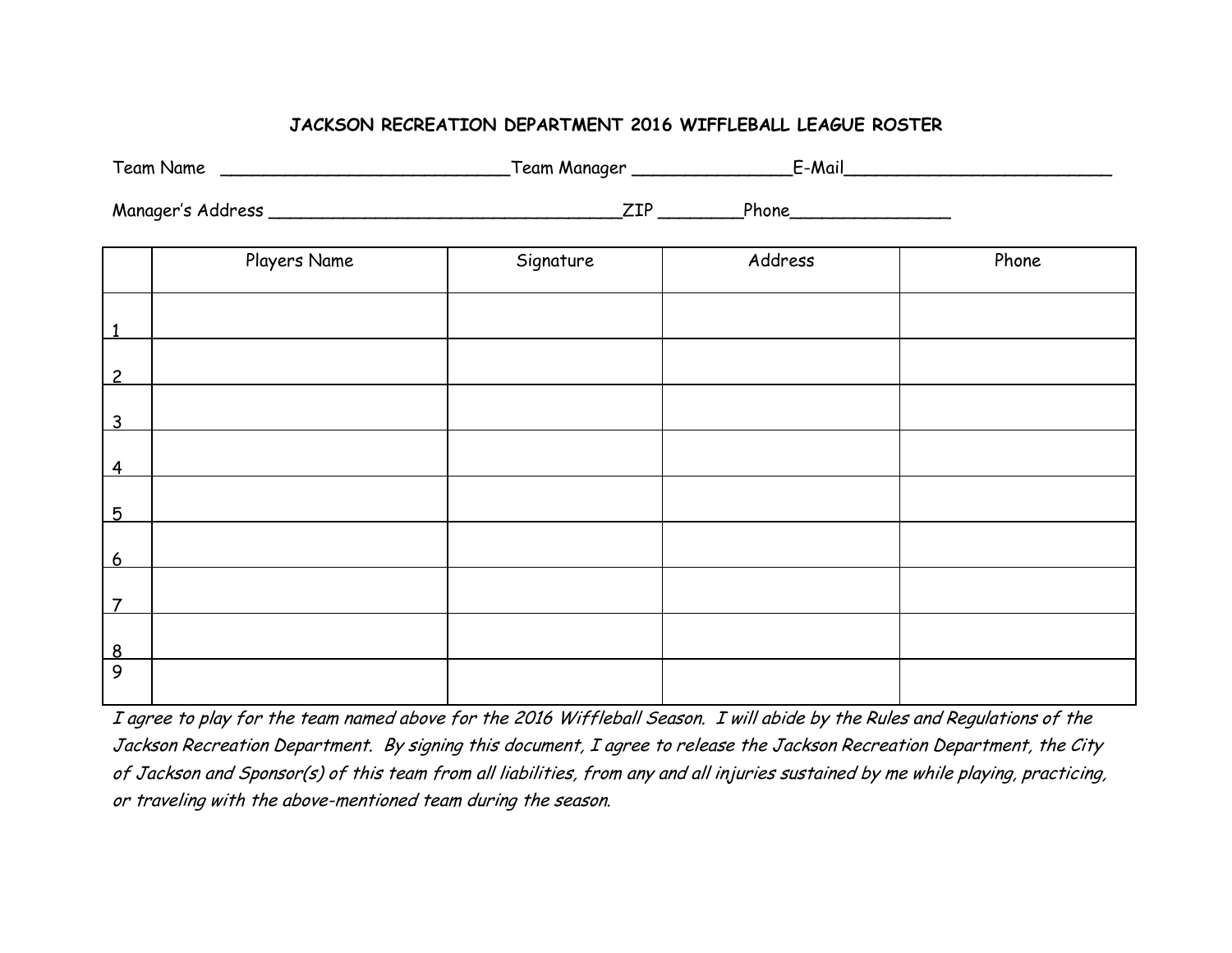## JACKSON RECREATION DEPARTMENT 2016 WIFFLEBALL LEAGUE ROSTER

Team Name ____________________________Team Manager _______________E-Mail__________________________

Manager's Address ___________________________________ZIP ________Phone________________

| | Players Name | Signature | Address | Phone |
|---|---|---|---|---|
| 1 | | | | |
| 2 | | | | |
| 3 | | | | |
| 4 | | | | |
| 5 | | | | |
| 6 | | | | |
| 7 | | | | |
| 8 | | | | |
| 9 | | | | |

*I agree to play for the team named above for the 2016 Wiffleball Season. I will abide by the Rules and Regulations of the Jackson Recreation Department. By signing this document, I agree to release the Jackson Recreation Department, the City of Jackson and Sponsor(s) of this team from all liabilities, from any and all injuries sustained by me while playing, practicing, or traveling with the above-mentioned team during the season.*